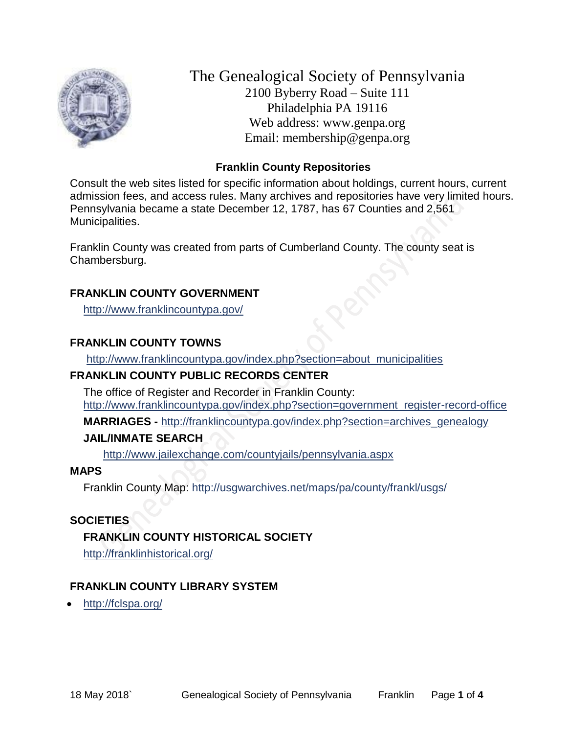# The Genealogical Society of Pennsylvania

2100 Byberry Road – Suite 111
Philadelphia PA 19116
Web address: www.genpa.org
Email: membership@genpa.org

## Franklin County Repositories

Consult the web sites listed for specific information about holdings, current hours, current admission fees, and access rules. Many archives and repositories have very limited hours. Pennsylvania became a state December 12, 1787, has 67 Counties and 2,561 Municipalities.

Franklin County was created from parts of Cumberland County. The county seat is Chambersburg.

### FRANKLIN COUNTY GOVERNMENT

http://www.franklincountypa.gov/

### FRANKLIN COUNTY TOWNS

http://www.franklincountypa.gov/index.php?section=about_municipalities

### FRANKLIN COUNTY PUBLIC RECORDS CENTER

The office of Register and Recorder in Franklin County:
http://www.franklincountypa.gov/index.php?section=government_register-record-office

**MARRIAGES -** http://franklincountypa.gov/index.php?section=archives_genealogy

**JAIL/INMATE SEARCH**

http://www.jailexchange.com/countyjails/pennsylvania.aspx

### MAPS

Franklin County Map: http://usgwarchives.net/maps/pa/county/frankl/usgs/

### SOCIETIES

**FRANKLIN COUNTY HISTORICAL SOCIETY**

http://franklinhistorical.org/

### FRANKLIN COUNTY LIBRARY SYSTEM

- http://fclspa.org/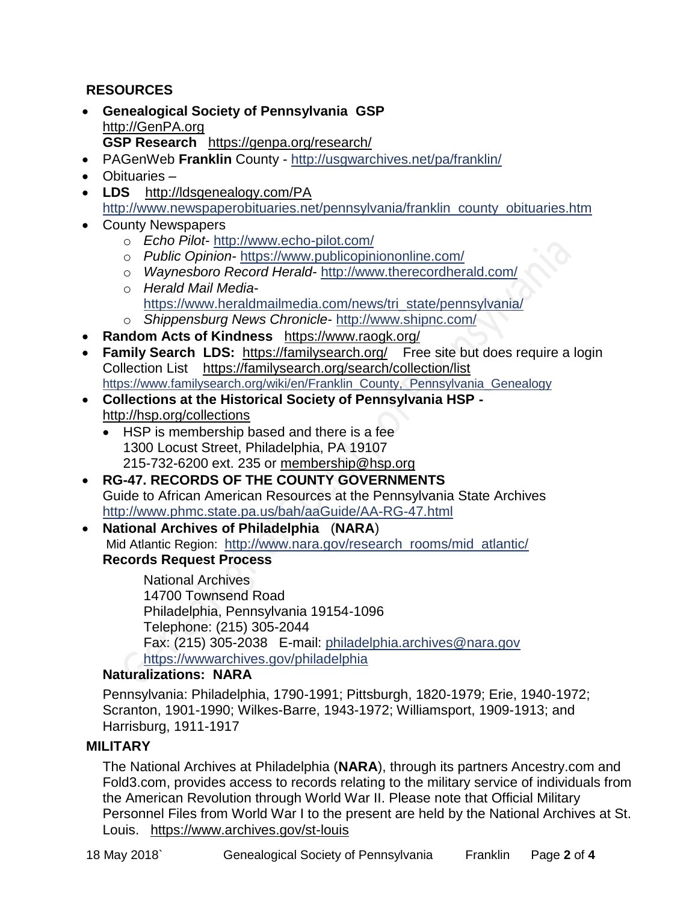## RESOURCES

- **Genealogical Society of Pennsylvania GSP** http://GenPA.org
  **GSP Research** https://genpa.org/research/
- PAGenWeb **Franklin** County - http://usgwarchives.net/pa/franklin/
- Obituaries –
- **LDS** http://ldsgenealogy.com/PA
  http://www.newspaperobituaries.net/pennsylvania/franklin_county_obituaries.htm
- County Newspapers
  - *Echo Pilot*- http://www.echo-pilot.com/
  - *Public Opinion*- https://www.publicopiniononline.com/
  - *Waynesboro Record Herald*- http://www.therecordherald.com/
  - *Herald Mail Media*- https://www.heraldmailmedia.com/news/tri_state/pennsylvania/
  - *Shippensburg News Chronicle*- http://www.shipnc.com/
- **Random Acts of Kindness** https://www.raogk.org/
- **Family Search LDS:** https://familysearch.org/ Free site but does require a login
  Collection List https://familysearch.org/search/collection/list
  https://www.familysearch.org/wiki/en/Franklin_County,_Pennsylvania_Genealogy
- **Collections at the Historical Society of Pennsylvania HSP -** http://hsp.org/collections
  - HSP is membership based and there is a fee
    1300 Locust Street, Philadelphia, PA 19107
    215-732-6200 ext. 235 or membership@hsp.org
- **RG-47. RECORDS OF THE COUNTY GOVERNMENTS**
  Guide to African American Resources at the Pennsylvania State Archives
  http://www.phmc.state.pa.us/bah/aaGuide/AA-RG-47.html
- **National Archives of Philadelphia** (**NARA**)
  Mid Atlantic Region: http://www.nara.gov/research_rooms/mid_atlantic/
  **Records Request Process**

  National Archives
  14700 Townsend Road
  Philadelphia, Pennsylvania 19154-1096
  Telephone: (215) 305-2044
  Fax: (215) 305-2038 E-mail: philadelphia.archives@nara.gov
  https://wwwarchives.gov/philadelphia

  **Naturalizations: NARA**

  Pennsylvania: Philadelphia, 1790-1991; Pittsburgh, 1820-1979; Erie, 1940-1972; Scranton, 1901-1990; Wilkes-Barre, 1943-1972; Williamsport, 1909-1913; and Harrisburg, 1911-1917

## MILITARY

The National Archives at Philadelphia (**NARA**), through its partners Ancestry.com and Fold3.com, provides access to records relating to the military service of individuals from the American Revolution through World War II. Please note that Official Military Personnel Files from World War I to the present are held by the National Archives at St. Louis. https://www.archives.gov/st-louis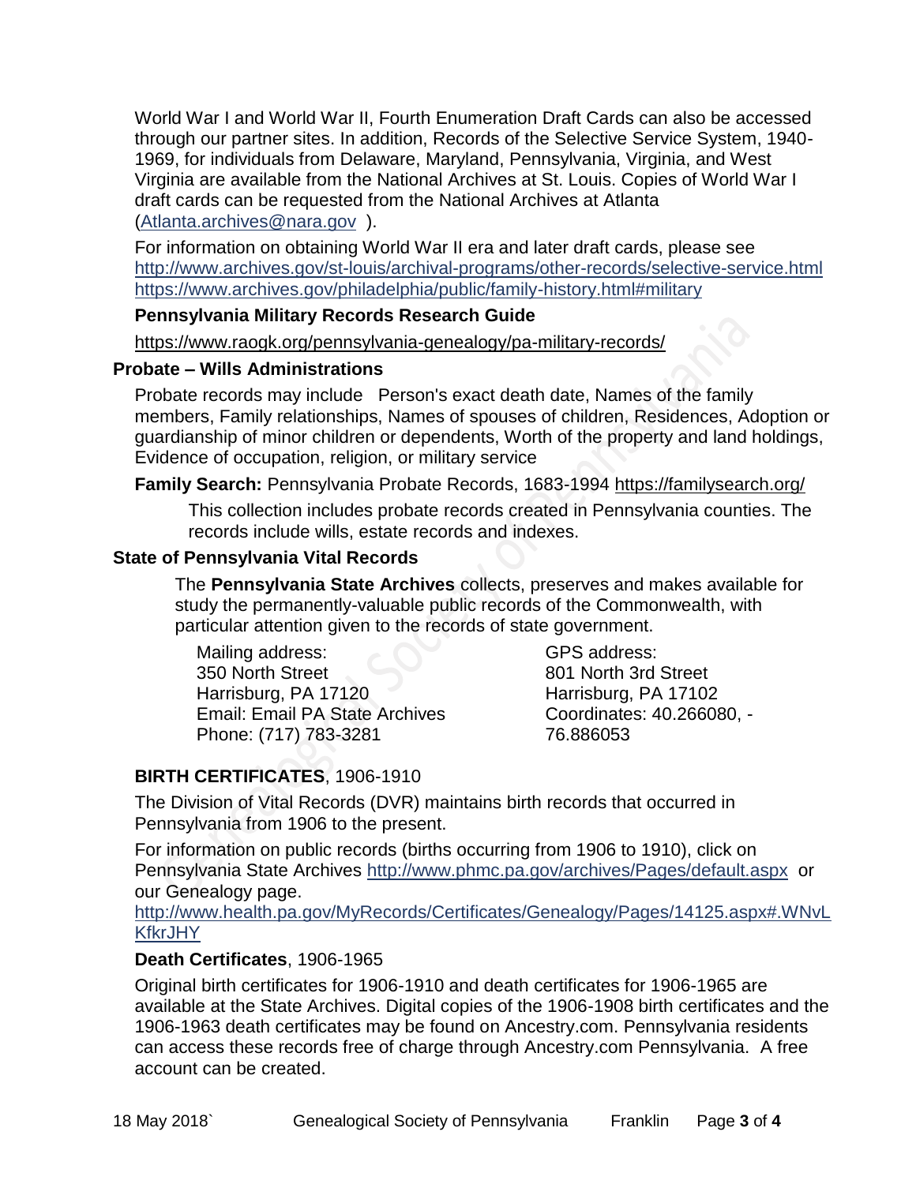World War I and World War II, Fourth Enumeration Draft Cards can also be accessed through our partner sites. In addition, Records of the Selective Service System, 1940-1969, for individuals from Delaware, Maryland, Pennsylvania, Virginia, and West Virginia are available from the National Archives at St. Louis. Copies of World War I draft cards can be requested from the National Archives at Atlanta (Atlanta.archives@nara.gov ).

For information on obtaining World War II era and later draft cards, please see
http://www.archives.gov/st-louis/archival-programs/other-records/selective-service.html
https://www.archives.gov/philadelphia/public/family-history.html#military

**Pennsylvania Military Records Research Guide**

https://www.raogk.org/pennsylvania-genealogy/pa-military-records/

### Probate – Wills Administrations

Probate records may include Person's exact death date, Names of the family members, Family relationships, Names of spouses of children, Residences, Adoption or guardianship of minor children or dependents, Worth of the property and land holdings, Evidence of occupation, religion, or military service

**Family Search:** Pennsylvania Probate Records, 1683-1994 https://familysearch.org/

This collection includes probate records created in Pennsylvania counties. The records include wills, estate records and indexes.

### State of Pennsylvania Vital Records

The **Pennsylvania State Archives** collects, preserves and makes available for study the permanently-valuable public records of the Commonwealth, with particular attention given to the records of state government.

Mailing address:
350 North Street
Harrisburg, PA 17120
Email: Email PA State Archives
Phone: (717) 783-3281

GPS address:
801 North 3rd Street
Harrisburg, PA 17102
Coordinates: 40.266080, -76.886053

**BIRTH CERTIFICATES**, 1906-1910

The Division of Vital Records (DVR) maintains birth records that occurred in Pennsylvania from 1906 to the present.

For information on public records (births occurring from 1906 to 1910), click on Pennsylvania State Archives http://www.phmc.pa.gov/archives/Pages/default.aspx or our Genealogy page.
http://www.health.pa.gov/MyRecords/Certificates/Genealogy/Pages/14125.aspx#.WNvLKfkrJHY

**Death Certificates**, 1906-1965

Original birth certificates for 1906-1910 and death certificates for 1906-1965 are available at the State Archives. Digital copies of the 1906-1908 birth certificates and the 1906-1963 death certificates may be found on Ancestry.com. Pennsylvania residents can access these records free of charge through Ancestry.com Pennsylvania. A free account can be created.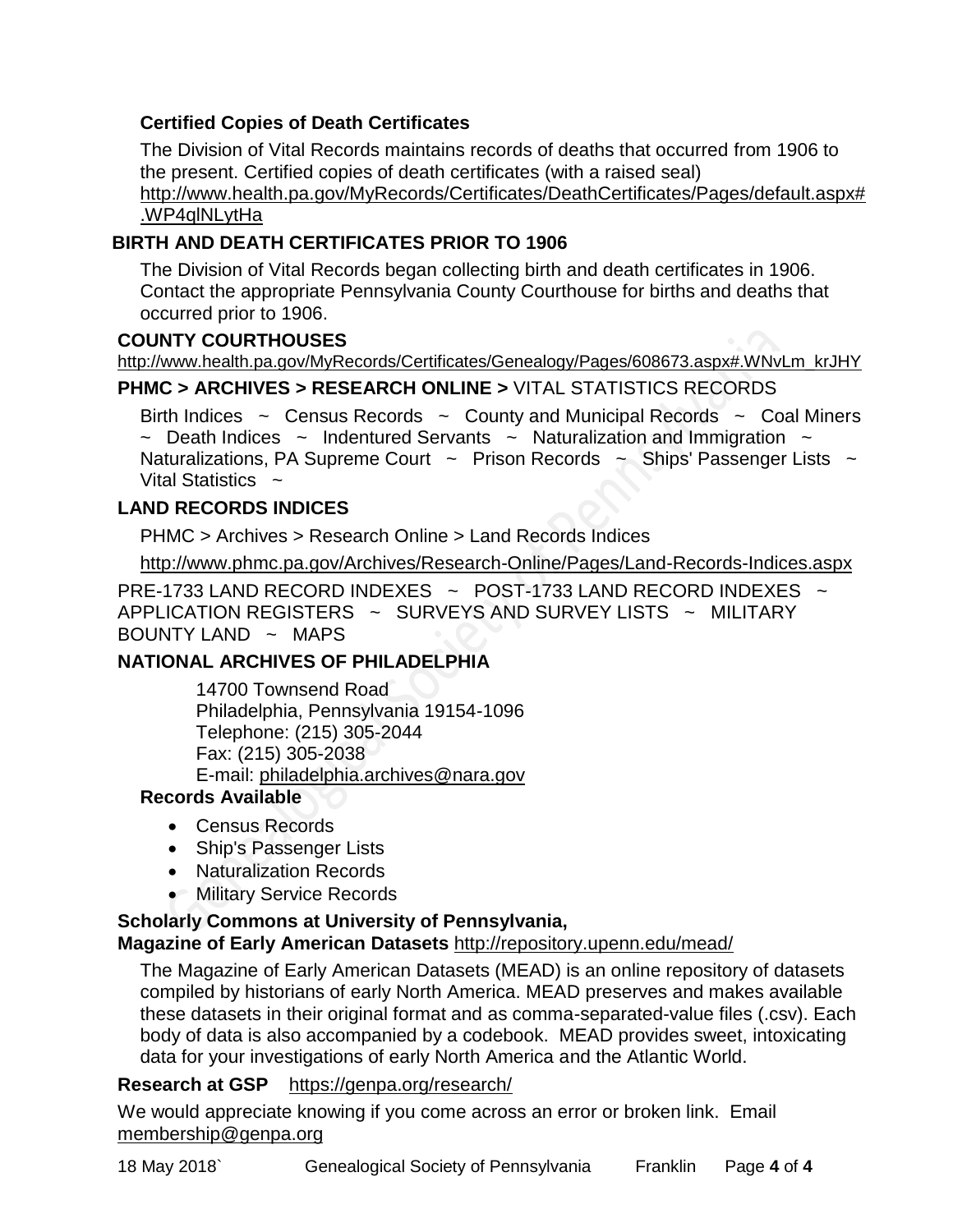### Certified Copies of Death Certificates

The Division of Vital Records maintains records of deaths that occurred from 1906 to the present. Certified copies of death certificates (with a raised seal) http://www.health.pa.gov/MyRecords/Certificates/DeathCertificates/Pages/default.aspx#.WP4qlNLytHa

## BIRTH AND DEATH CERTIFICATES PRIOR TO 1906

The Division of Vital Records began collecting birth and death certificates in 1906. Contact the appropriate Pennsylvania County Courthouse for births and deaths that occurred prior to 1906.

## COUNTY COURTHOUSES

http://www.health.pa.gov/MyRecords/Certificates/Genealogy/Pages/608673.aspx#.WNvLm_krJHY

## PHMC > ARCHIVES > RESEARCH ONLINE > VITAL STATISTICS RECORDS

Birth Indices ~ Census Records ~ County and Municipal Records ~ Coal Miners ~ Death Indices ~ Indentured Servants ~ Naturalization and Immigration ~ Naturalizations, PA Supreme Court ~ Prison Records ~ Ships' Passenger Lists ~ Vital Statistics ~

## LAND RECORDS INDICES

PHMC > Archives > Research Online > Land Records Indices

http://www.phmc.pa.gov/Archives/Research-Online/Pages/Land-Records-Indices.aspx

PRE-1733 LAND RECORD INDEXES ~ POST-1733 LAND RECORD INDEXES ~ APPLICATION REGISTERS ~ SURVEYS AND SURVEY LISTS ~ MILITARY BOUNTY LAND ~ MAPS

## NATIONAL ARCHIVES OF PHILADELPHIA

14700 Townsend Road
Philadelphia, Pennsylvania 19154-1096
Telephone: (215) 305-2044
Fax: (215) 305-2038
E-mail: philadelphia.archives@nara.gov

### Records Available

- Census Records
- Ship's Passenger Lists
- Naturalization Records
- Military Service Records

## Scholarly Commons at University of Pennsylvania, Magazine of Early American Datasets http://repository.upenn.edu/mead/

The Magazine of Early American Datasets (MEAD) is an online repository of datasets compiled by historians of early North America. MEAD preserves and makes available these datasets in their original format and as comma-separated-value files (.csv). Each body of data is also accompanied by a codebook. MEAD provides sweet, intoxicating data for your investigations of early North America and the Atlantic World.

## Research at GSP https://genpa.org/research/

We would appreciate knowing if you come across an error or broken link. Email membership@genpa.org